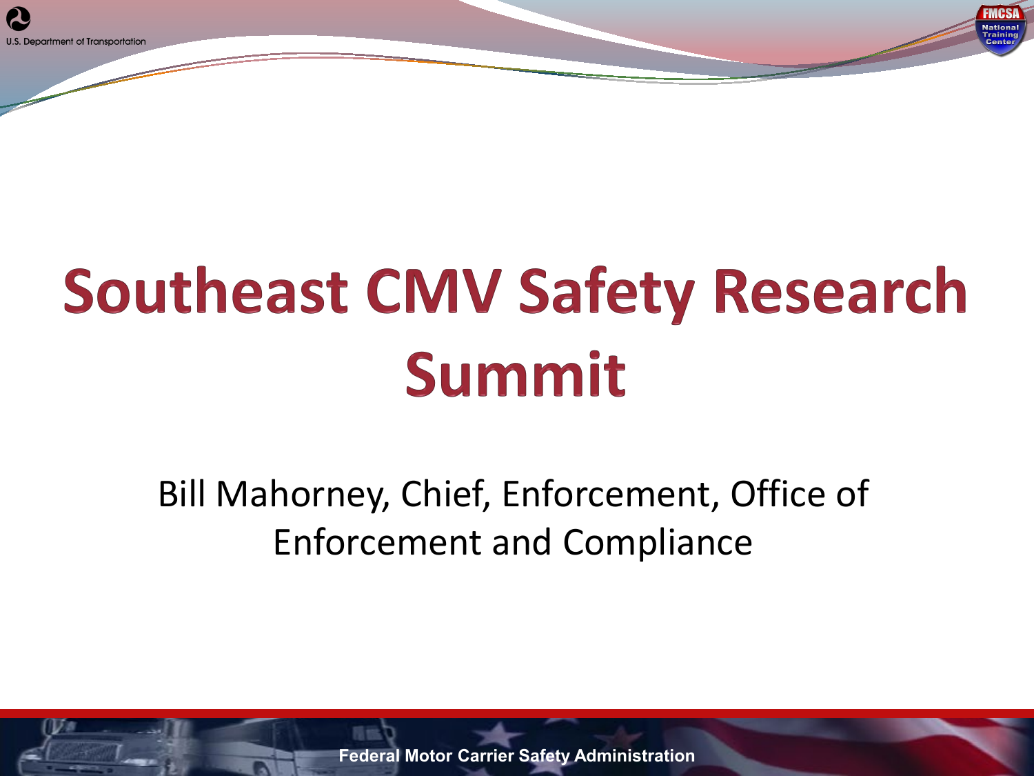# Southeast CMV Safety Research Summit

Bill Mahorney, Chief, Enforcement, Office of Enforcement and Compliance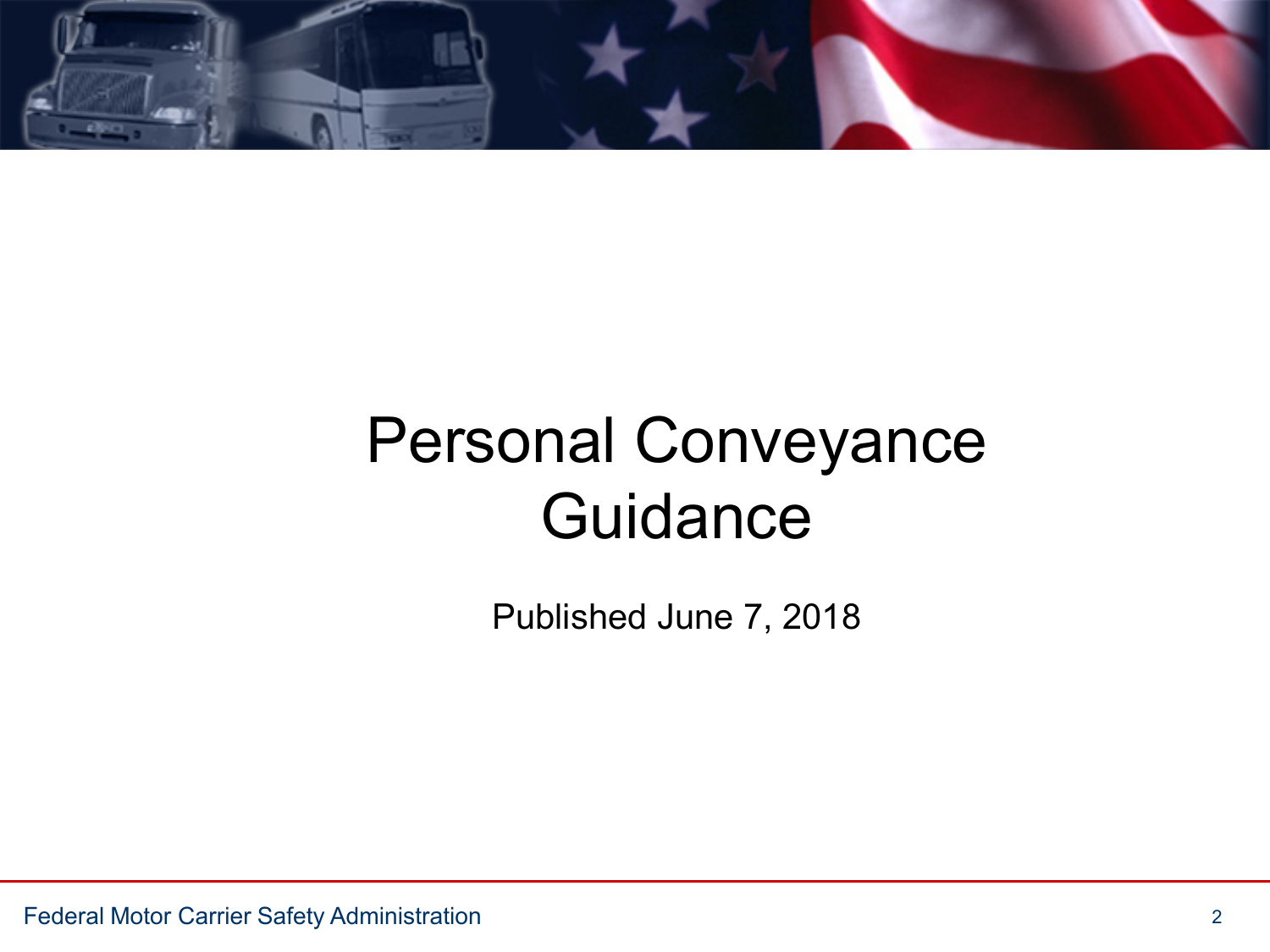# Personal Conveyance Guidance

Published June 7, 2018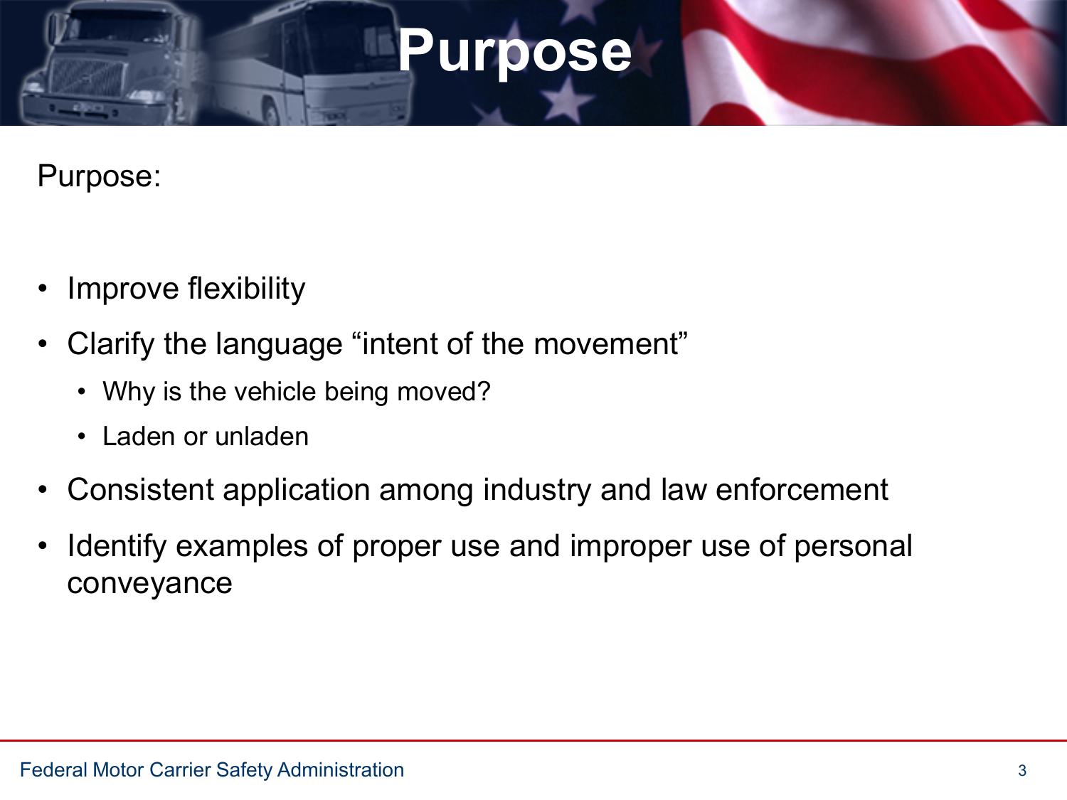# Purpose

Purpose:

- Improve flexibility
- Clarify the language "intent of the movement"
  - Why is the vehicle being moved?
  - Laden or unladen
- Consistent application among industry and law enforcement
- Identify examples of proper use and improper use of personal conveyance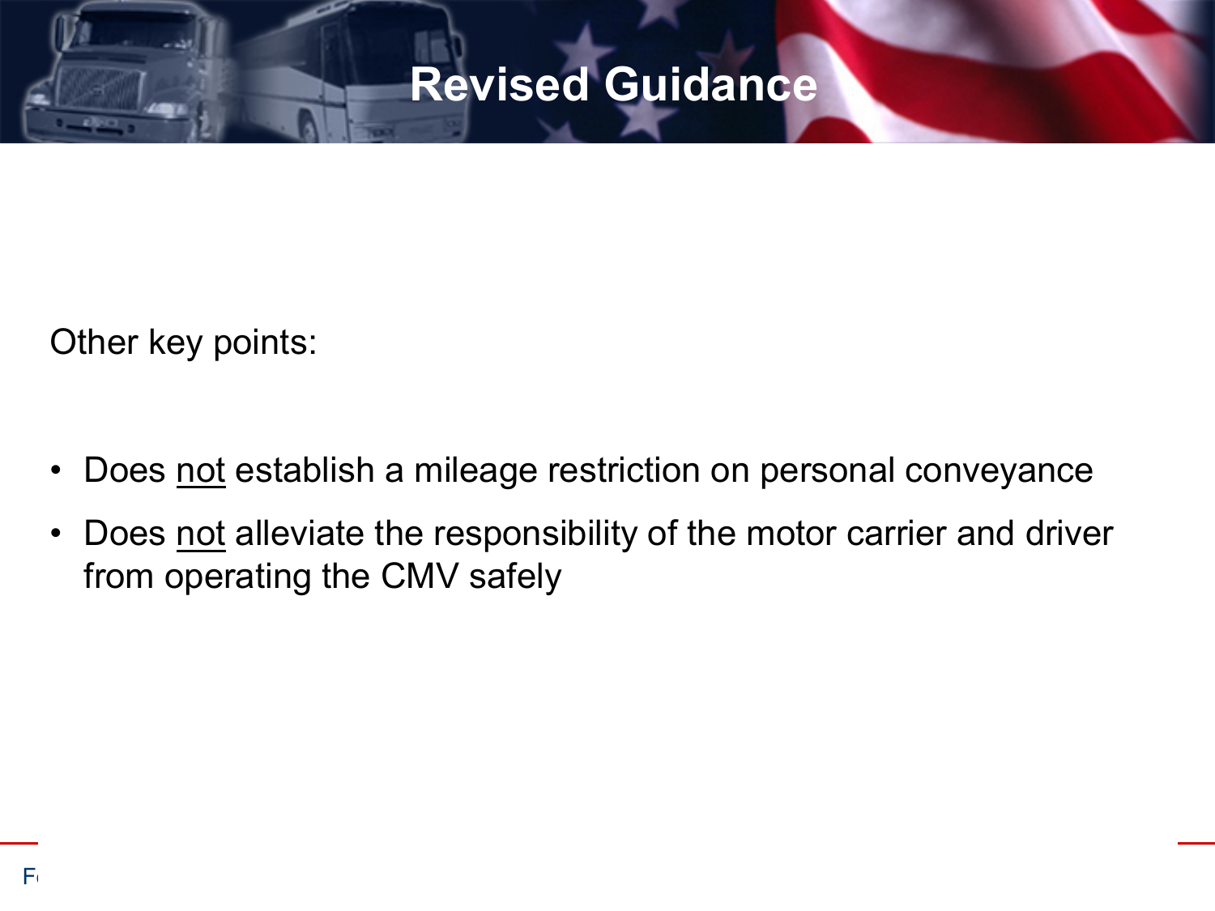# Revised Guidance

Other key points:

- Does <u>not</u> establish a mileage restriction on personal conveyance
- Does <u>not</u> alleviate the responsibility of the motor carrier and driver from operating the CMV safely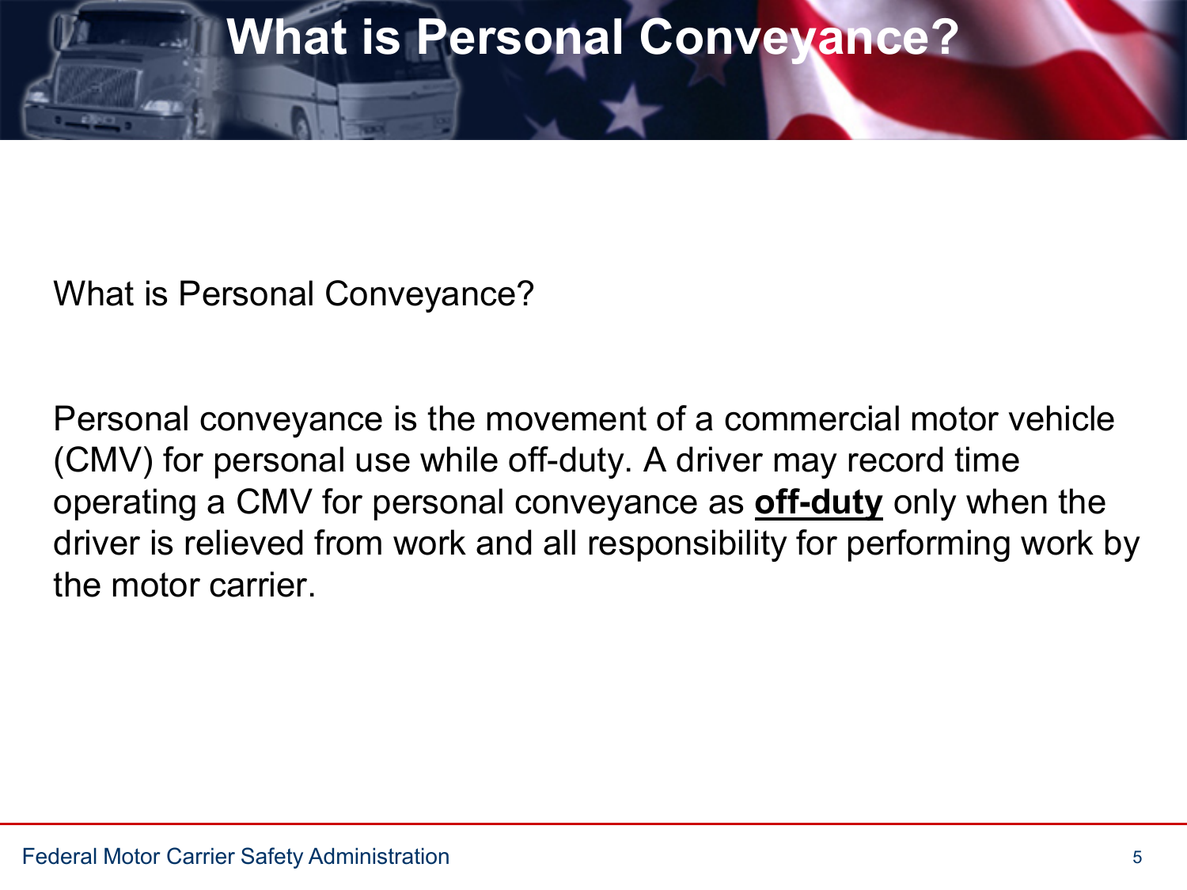# What is Personal Conveyance?

What is Personal Conveyance?

Personal conveyance is the movement of a commercial motor vehicle (CMV) for personal use while off-duty. A driver may record time operating a CMV for personal conveyance as **off-duty** only when the driver is relieved from work and all responsibility for performing work by the motor carrier.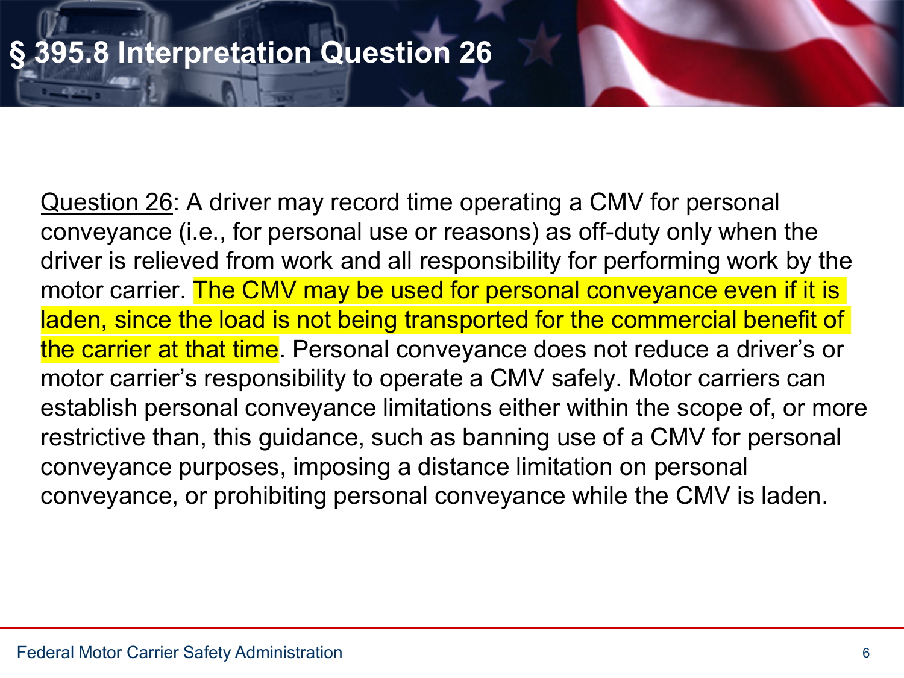# § 395.8 Interpretation Question 26

Question 26: A driver may record time operating a CMV for personal conveyance (i.e., for personal use or reasons) as off-duty only when the driver is relieved from work and all responsibility for performing work by the motor carrier. The CMV may be used for personal conveyance even if it is laden, since the load is not being transported for the commercial benefit of the carrier at that time. Personal conveyance does not reduce a driver's or motor carrier's responsibility to operate a CMV safely. Motor carriers can establish personal conveyance limitations either within the scope of, or more restrictive than, this guidance, such as banning use of a CMV for personal conveyance purposes, imposing a distance limitation on personal conveyance, or prohibiting personal conveyance while the CMV is laden.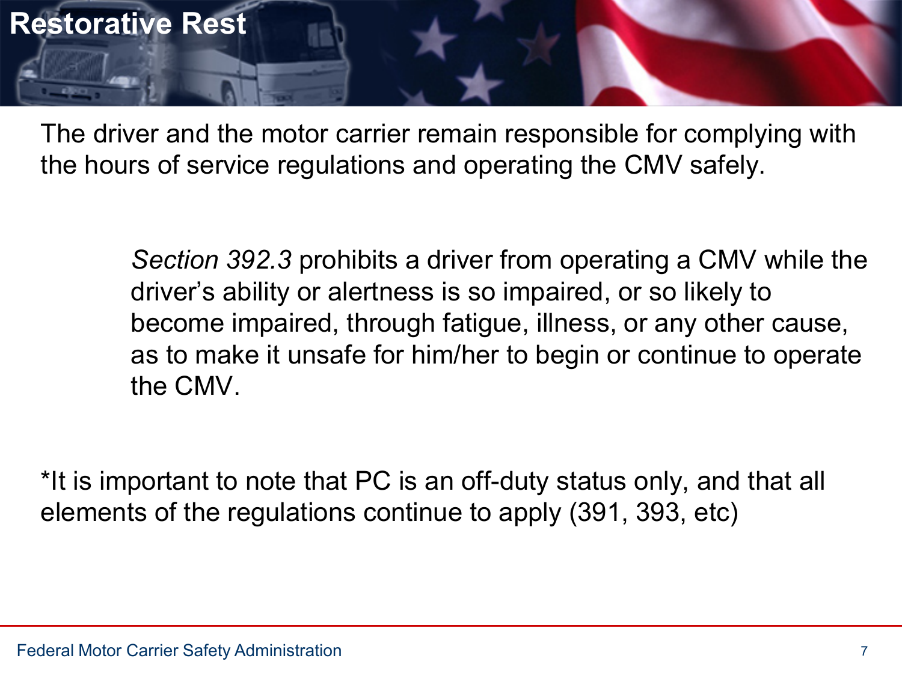# Restorative Rest

The driver and the motor carrier remain responsible for complying with the hours of service regulations and operating the CMV safely.

> *Section 392.3* prohibits a driver from operating a CMV while the driver's ability or alertness is so impaired, or so likely to become impaired, through fatigue, illness, or any other cause, as to make it unsafe for him/her to begin or continue to operate the CMV.

*It is important to note that PC is an off-duty status only, and that all elements of the regulations continue to apply (391, 393, etc)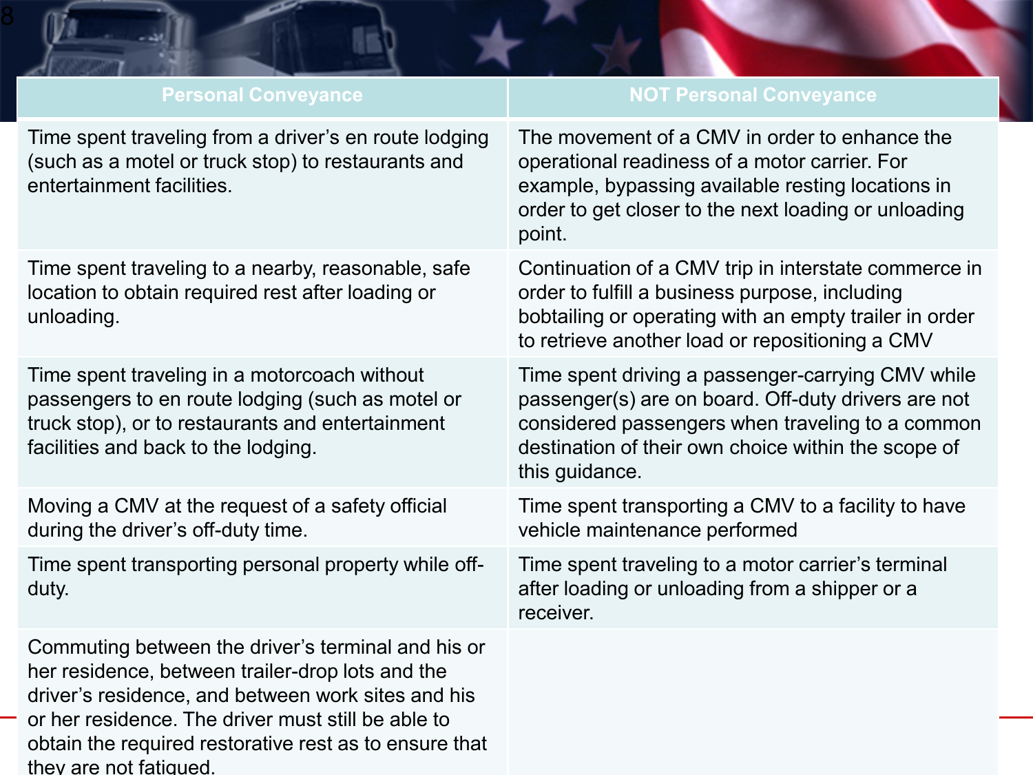| Personal Conveyance | NOT Personal Conveyance |
|---|---|
| Time spent traveling from a driver's en route lodging (such as a motel or truck stop) to restaurants and entertainment facilities. | The movement of a CMV in order to enhance the operational readiness of a motor carrier. For example, bypassing available resting locations in order to get closer to the next loading or unloading point. |
| Time spent traveling to a nearby, reasonable, safe location to obtain required rest after loading or unloading. | Continuation of a CMV trip in interstate commerce in order to fulfill a business purpose, including bobtailing or operating with an empty trailer in order to retrieve another load or repositioning a CMV |
| Time spent traveling in a motorcoach without passengers to en route lodging (such as motel or truck stop), or to restaurants and entertainment facilities and back to the lodging. | Time spent driving a passenger-carrying CMV while passenger(s) are on board. Off-duty drivers are not considered passengers when traveling to a common destination of their own choice within the scope of this guidance. |
| Moving a CMV at the request of a safety official during the driver's off-duty time. | Time spent transporting a CMV to a facility to have vehicle maintenance performed |
| Time spent transporting personal property while off-duty. | Time spent traveling to a motor carrier's terminal after loading or unloading from a shipper or a receiver. |
| Commuting between the driver's terminal and his or her residence, between trailer-drop lots and the driver's residence, and between work sites and his or her residence. The driver must still be able to obtain the required restorative rest as to ensure that they are not fatigued. | |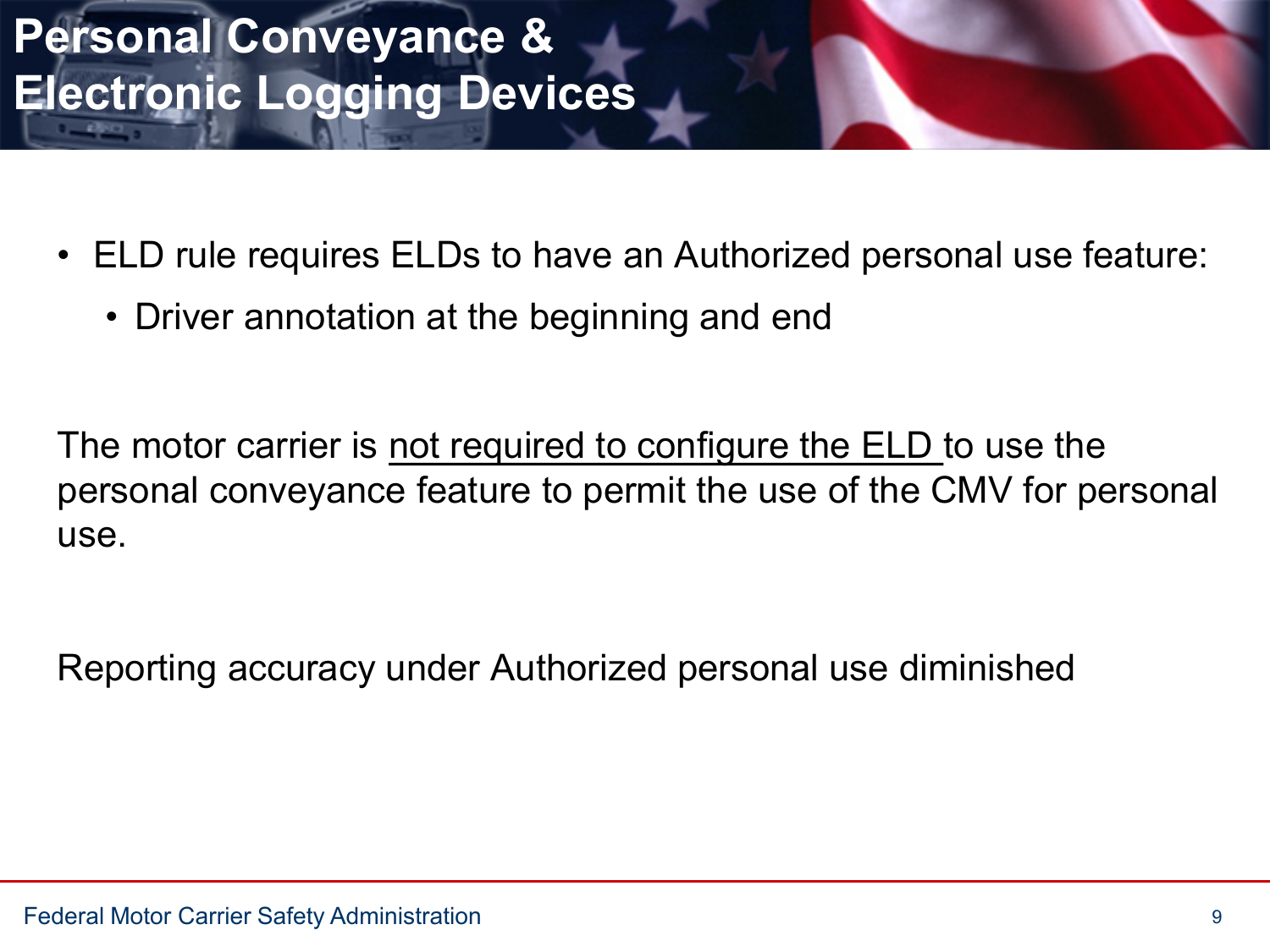# Personal Conveyance & Electronic Logging Devices

- ELD rule requires ELDs to have an Authorized personal use feature:
  - Driver annotation at the beginning and end

The motor carrier is <u>not required to configure the ELD</u> to use the personal conveyance feature to permit the use of the CMV for personal use.

Reporting accuracy under Authorized personal use diminished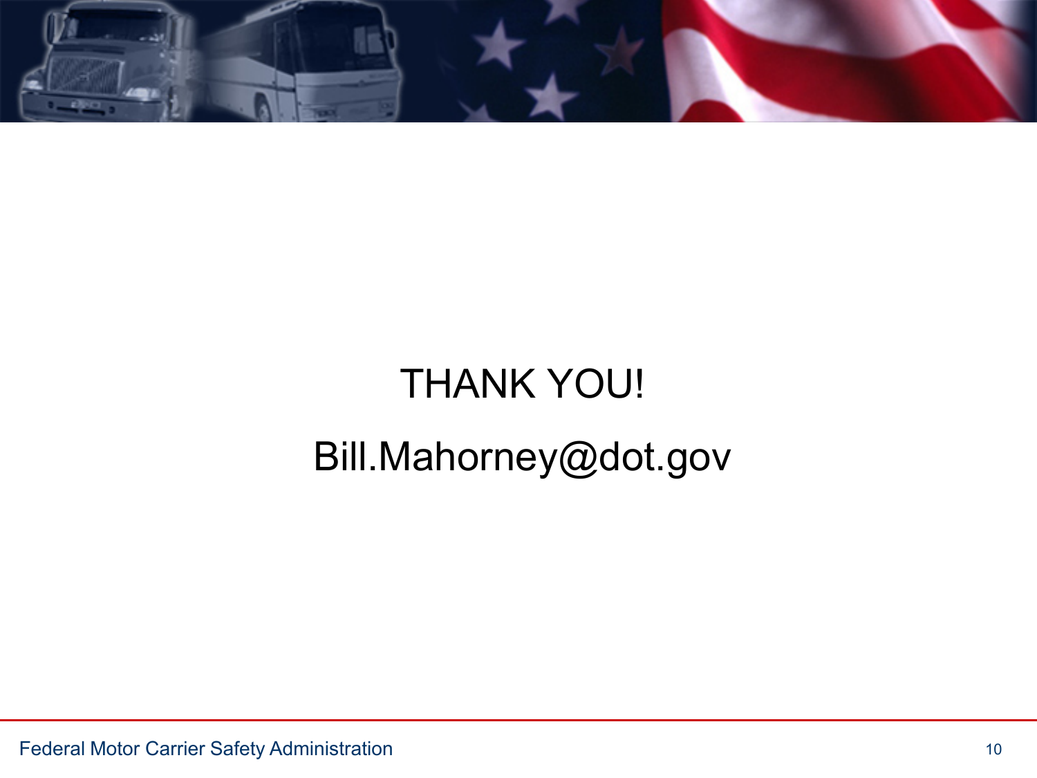THANK YOU!

Bill.Mahorney@dot.gov